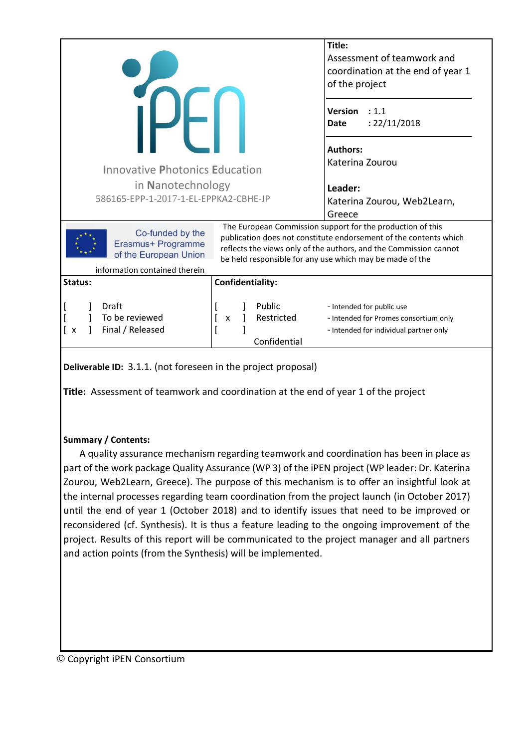iPEN

Innovative Photonics Education in Nanotechnology

586165-EPP-1-2017-1-EL-EPPKA2-CBHE-JP

**Title:**
Assessment of teamwork and coordination at the end of year 1 of the project

**Version** : 1.1
**Date** : 22/11/2018

**Authors:**
Katerina Zourou

**Leader:**
Katerina Zourou, Web2Learn, Greece

Co-funded by the Erasmus+ Programme of the European Union

The European Commission support for the production of this publication does not constitute endorsement of the contents which reflects the views only of the authors, and the Commission cannot be held responsible for any use which may be made of the information contained therein

| **Status:** | **Confidentiality:** | |
|---|---|---|
| [ ] Draft | [ ] Public | - Intended for public use |
| [ ] To be reviewed | [ x ] Restricted | - Intended for Promes consortium only |
| [ x ] Final / Released | [ ] Confidential | - Intended for individual partner only |

**Deliverable ID:** 3.1.1. (not foreseen in the project proposal)

**Title:** Assessment of teamwork and coordination at the end of year 1 of the project

**Summary / Contents:**

A quality assurance mechanism regarding teamwork and coordination has been in place as part of the work package Quality Assurance (WP 3) of the iPEN project (WP leader: Dr. Katerina Zourou, Web2Learn, Greece). The purpose of this mechanism is to offer an insightful look at the internal processes regarding team coordination from the project launch (in October 2017) until the end of year 1 (October 2018) and to identify issues that need to be improved or reconsidered (cf. Synthesis). It is thus a feature leading to the ongoing improvement of the project. Results of this report will be communicated to the project manager and all partners and action points (from the Synthesis) will be implemented.

© Copyright iPEN Consortium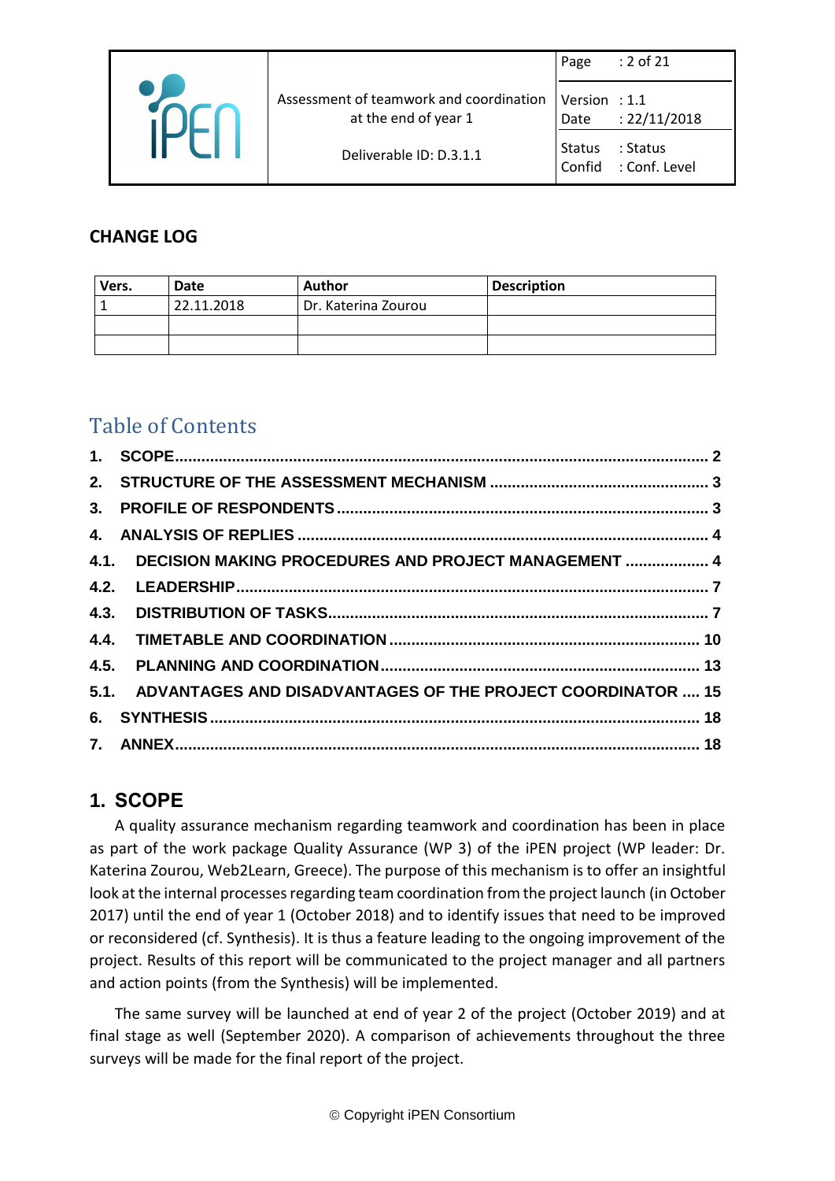**CHANGE LOG**

| Vers. | Date | Author | Description |
|---|---|---|---|
| 1 | 22.11.2018 | Dr. Katerina Zourou | |
| | | | |
| | | | |

## Table of Contents

1. SCOPE ........ 2
2. STRUCTURE OF THE ASSESSMENT MECHANISM ........ 3
3. PROFILE OF RESPONDENTS ........ 3
4. ANALYSIS OF REPLIES ........ 4
   - 4.1. DECISION MAKING PROCEDURES AND PROJECT MANAGEMENT ........ 4
   - 4.2. LEADERSHIP ........ 7
   - 4.3. DISTRIBUTION OF TASKS ........ 7
   - 4.4. TIMETABLE AND COORDINATION ........ 10
   - 4.5. PLANNING AND COORDINATION ........ 13
   - 5.1. ADVANTAGES AND DISADVANTAGES OF THE PROJECT COORDINATOR ........ 15
6. SYNTHESIS ........ 18
7. ANNEX ........ 18

# 1. SCOPE

A quality assurance mechanism regarding teamwork and coordination has been in place as part of the work package Quality Assurance (WP 3) of the iPEN project (WP leader: Dr. Katerina Zourou, Web2Learn, Greece). The purpose of this mechanism is to offer an insightful look at the internal processes regarding team coordination from the project launch (in October 2017) until the end of year 1 (October 2018) and to identify issues that need to be improved or reconsidered (cf. Synthesis). It is thus a feature leading to the ongoing improvement of the project. Results of this report will be communicated to the project manager and all partners and action points (from the Synthesis) will be implemented.

The same survey will be launched at end of year 2 of the project (October 2019) and at final stage as well (September 2020). A comparison of achievements throughout the three surveys will be made for the final report of the project.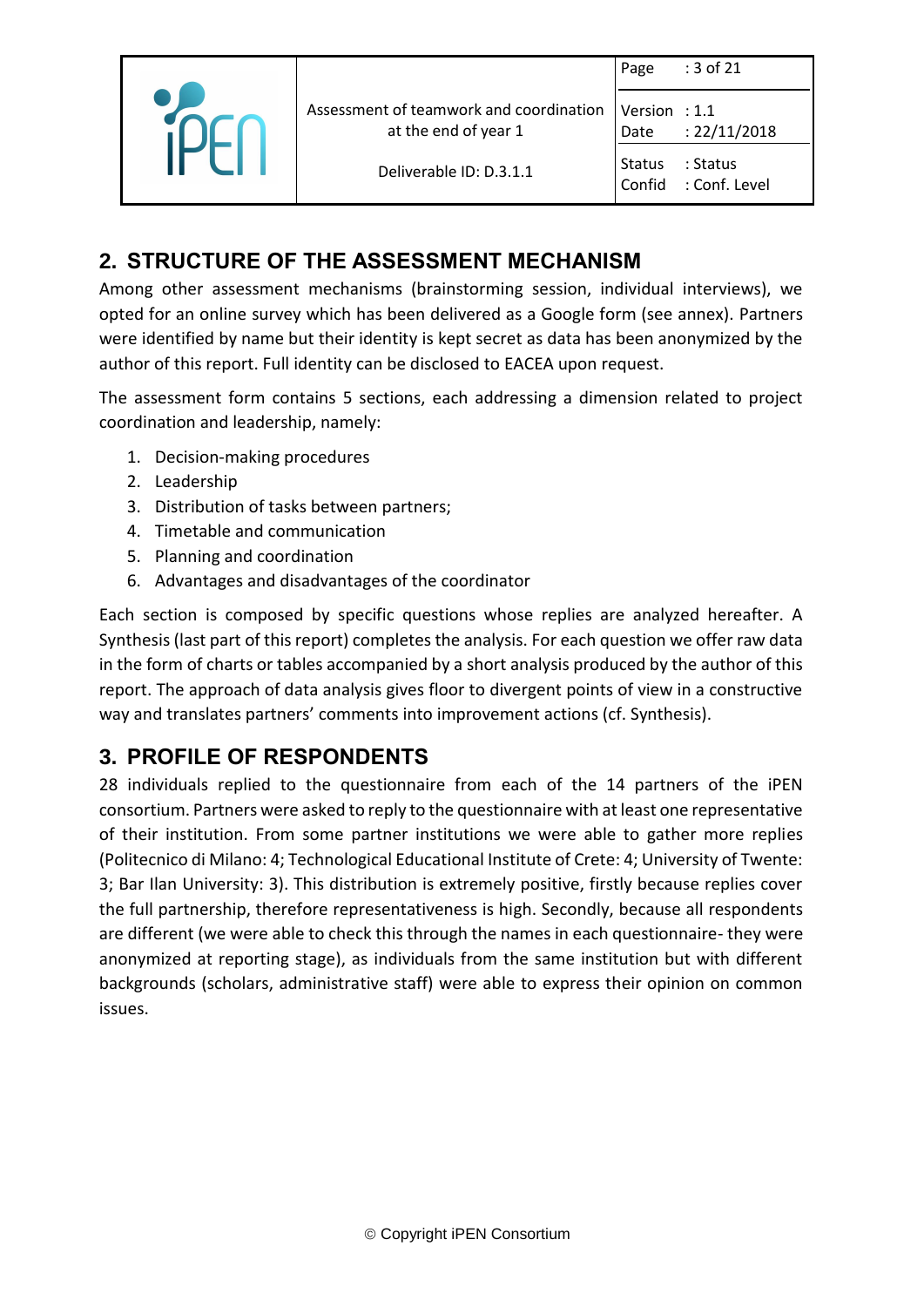## 2. STRUCTURE OF THE ASSESSMENT MECHANISM

Among other assessment mechanisms (brainstorming session, individual interviews), we opted for an online survey which has been delivered as a Google form (see annex). Partners were identified by name but their identity is kept secret as data has been anonymized by the author of this report. Full identity can be disclosed to EACEA upon request.

The assessment form contains 5 sections, each addressing a dimension related to project coordination and leadership, namely:

1. Decision-making procedures
2. Leadership
3. Distribution of tasks between partners;
4. Timetable and communication
5. Planning and coordination
6. Advantages and disadvantages of the coordinator

Each section is composed by specific questions whose replies are analyzed hereafter. A Synthesis (last part of this report) completes the analysis. For each question we offer raw data in the form of charts or tables accompanied by a short analysis produced by the author of this report. The approach of data analysis gives floor to divergent points of view in a constructive way and translates partners' comments into improvement actions (cf. Synthesis).

## 3. PROFILE OF RESPONDENTS

28 individuals replied to the questionnaire from each of the 14 partners of the iPEN consortium. Partners were asked to reply to the questionnaire with at least one representative of their institution. From some partner institutions we were able to gather more replies (Politecnico di Milano: 4; Technological Educational Institute of Crete: 4; University of Twente: 3; Bar Ilan University: 3). This distribution is extremely positive, firstly because replies cover the full partnership, therefore representativeness is high. Secondly, because all respondents are different (we were able to check this through the names in each questionnaire- they were anonymized at reporting stage), as individuals from the same institution but with different backgrounds (scholars, administrative staff) were able to express their opinion on common issues.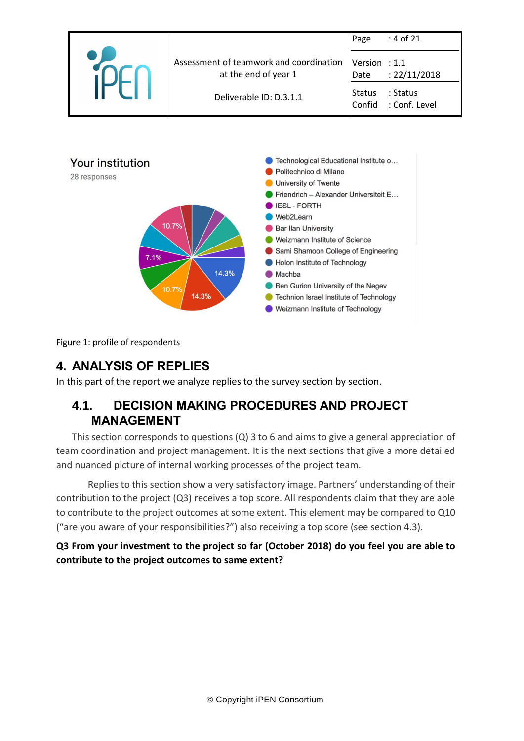Your institution

28 responses

10.7%
7.1%
10.7%
14.3%
14.3%

- Technological Educational Institute o…
- Politechnico di Milano
- University of Twente
- Friendrich – Alexander Universiteit E…
- IESL - FORTH
- Web2Learn
- Bar Ilan University
- Weizmann Institute of Science
- Sami Shamoon College of Engineering
- Holon Institute of Technology
- Machba
- Ben Gurion University of the Negev
- Technion Israel Institute of Technology
- Weizmann Institute of Technology

Figure 1: profile of respondents

# 4. ANALYSIS OF REPLIES

In this part of the report we analyze replies to the survey section by section.

## 4.1. DECISION MAKING PROCEDURES AND PROJECT MANAGEMENT

This section corresponds to questions (Q) 3 to 6 and aims to give a general appreciation of team coordination and project management. It is the next sections that give a more detailed and nuanced picture of internal working processes of the project team.

Replies to this section show a very satisfactory image. Partners' understanding of their contribution to the project (Q3) receives a top score. All respondents claim that they are able to contribute to the project outcomes at some extent. This element may be compared to Q10 ("are you aware of your responsibilities?") also receiving a top score (see section 4.3).

**Q3 From your investment to the project so far (October 2018) do you feel you are able to contribute to the project outcomes to same extent?**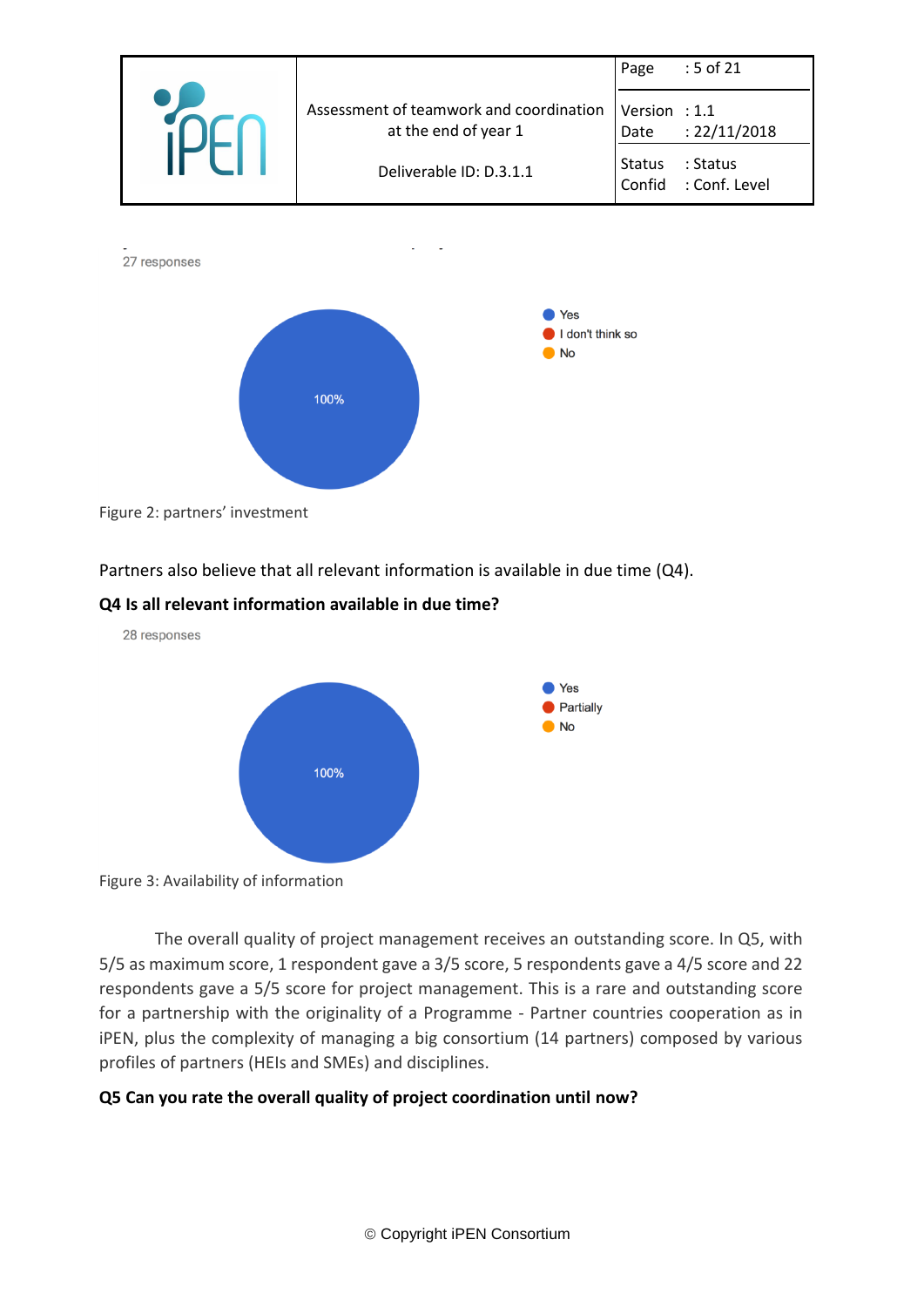27 responses

Yes
I don't think so
No

100%

Figure 2: partners' investment

Partners also believe that all relevant information is available in due time (Q4).

**Q4 Is all relevant information available in due time?**

28 responses

Yes
Partially
No

100%

Figure 3: Availability of information

The overall quality of project management receives an outstanding score. In Q5, with 5/5 as maximum score, 1 respondent gave a 3/5 score, 5 respondents gave a 4/5 score and 22 respondents gave a 5/5 score for project management. This is a rare and outstanding score for a partnership with the originality of a Programme - Partner countries cooperation as in iPEN, plus the complexity of managing a big consortium (14 partners) composed by various profiles of partners (HEIs and SMEs) and disciplines.

**Q5 Can you rate the overall quality of project coordination until now?**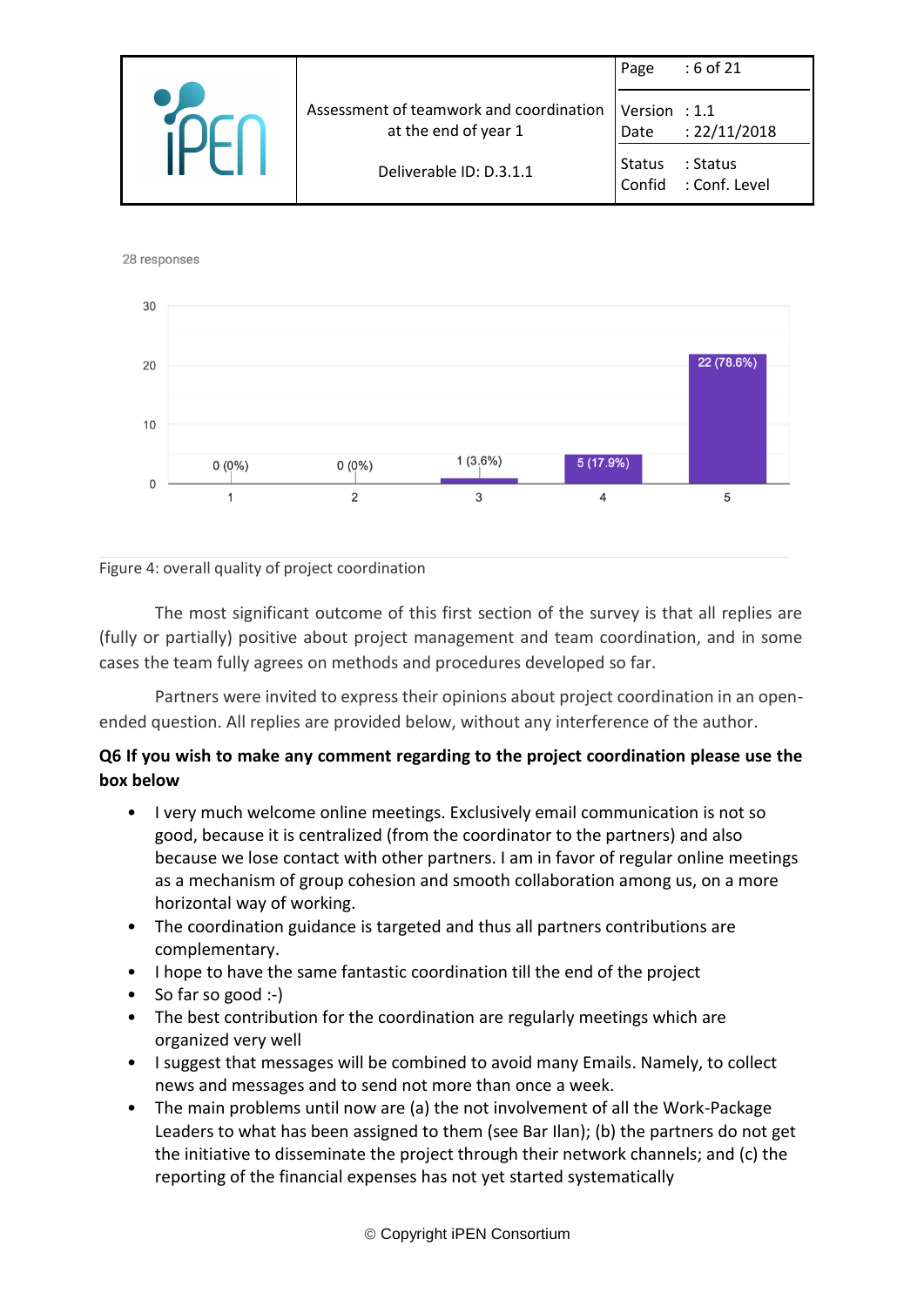28 responses

30

20

10

0

0 (0%)

0 (0%)

1 (3.6%)

5 (17.9%)

22 (78.6%)

1

2

3

4

5

Figure 4: overall quality of project coordination

The most significant outcome of this first section of the survey is that all replies are (fully or partially) positive about project management and team coordination, and in some cases the team fully agrees on methods and procedures developed so far.

Partners were invited to express their opinions about project coordination in an open-ended question. All replies are provided below, without any interference of the author.

**Q6 If you wish to make any comment regarding to the project coordination please use the box below**

- I very much welcome online meetings. Exclusively email communication is not so good, because it is centralized (from the coordinator to the partners) and also because we lose contact with other partners. I am in favor of regular online meetings as a mechanism of group cohesion and smooth collaboration among us, on a more horizontal way of working.
- The coordination guidance is targeted and thus all partners contributions are complementary.
- I hope to have the same fantastic coordination till the end of the project
- So far so good :-)
- The best contribution for the coordination are regularly meetings which are organized very well
- I suggest that messages will be combined to avoid many Emails. Namely, to collect news and messages and to send not more than once a week.
- The main problems until now are (a) the not involvement of all the Work-Package Leaders to what has been assigned to them (see Bar Ilan); (b) the partners do not get the initiative to disseminate the project through their network channels; and (c) the reporting of the financial expenses has not yet started systematically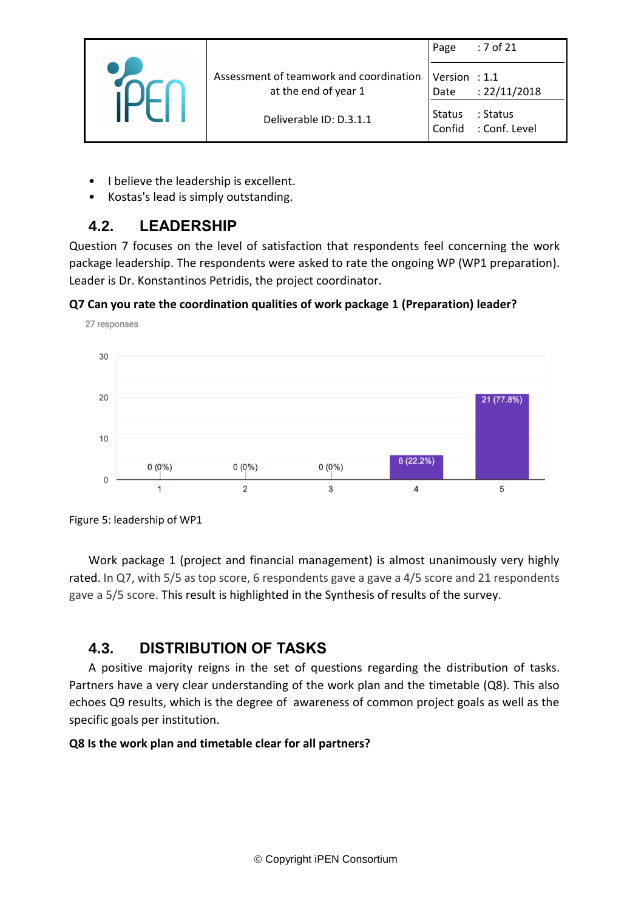- I believe the leadership is excellent.
- Kostas's lead is simply outstanding.

## 4.2. LEADERSHIP

Question 7 focuses on the level of satisfaction that respondents feel concerning the work package leadership. The respondents were asked to rate the ongoing WP (WP1 preparation). Leader is Dr. Konstantinos Petridis, the project coordinator.

**Q7 Can you rate the coordination qualities of work package 1 (Preparation) leader?**

27 responses

30
20
10
0
0 (0%)
0 (0%)
0 (0%)
6 (22.2%)
21 (77.8%)
1
2
3
4
5

Figure 5: leadership of WP1

Work package 1 (project and financial management) is almost unanimously very highly rated. In Q7, with 5/5 as top score, 6 respondents gave a gave a 4/5 score and 21 respondents gave a 5/5 score. This result is highlighted in the Synthesis of results of the survey.

## 4.3. DISTRIBUTION OF TASKS

A positive majority reigns in the set of questions regarding the distribution of tasks. Partners have a very clear understanding of the work plan and the timetable (Q8). This also echoes Q9 results, which is the degree of awareness of common project goals as well as the specific goals per institution.

**Q8 Is the work plan and timetable clear for all partners?**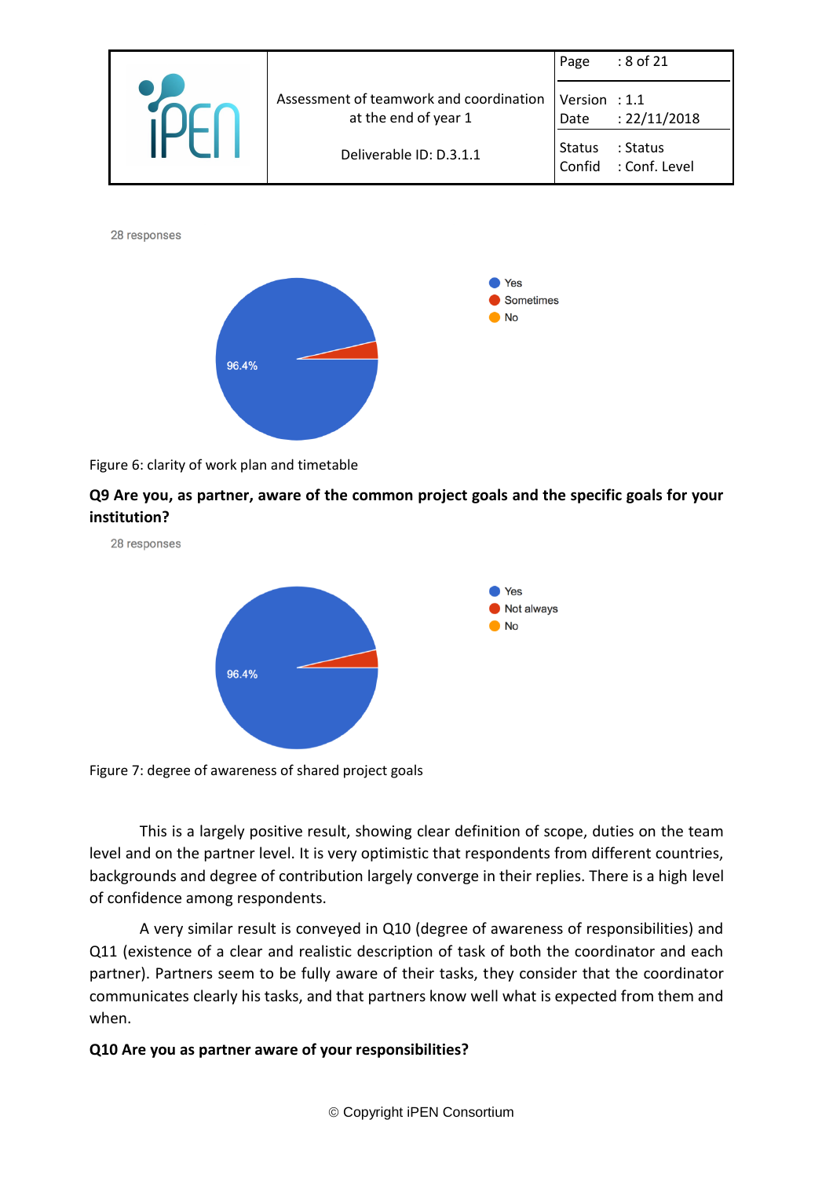28 responses

Yes
Sometimes
No

96.4%

Figure 6: clarity of work plan and timetable

**Q9 Are you, as partner, aware of the common project goals and the specific goals for your institution?**

28 responses

Yes
Not always
No

96.4%

Figure 7: degree of awareness of shared project goals

This is a largely positive result, showing clear definition of scope, duties on the team level and on the partner level. It is very optimistic that respondents from different countries, backgrounds and degree of contribution largely converge in their replies. There is a high level of confidence among respondents.

A very similar result is conveyed in Q10 (degree of awareness of responsibilities) and Q11 (existence of a clear and realistic description of task of both the coordinator and each partner). Partners seem to be fully aware of their tasks, they consider that the coordinator communicates clearly his tasks, and that partners know well what is expected from them and when.

**Q10 Are you as partner aware of your responsibilities?**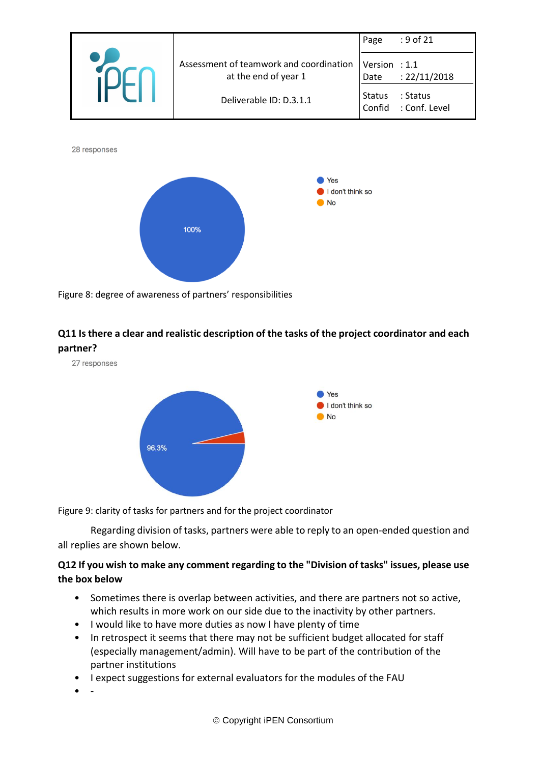28 responses

Yes
I don't think so
No

100%

Figure 8: degree of awareness of partners' responsibilities

**Q11 Is there a clear and realistic description of the tasks of the project coordinator and each partner?**

27 responses

Yes
I don't think so
No

96.3%

Figure 9: clarity of tasks for partners and for the project coordinator

Regarding division of tasks, partners were able to reply to an open-ended question and all replies are shown below.

**Q12 If you wish to make any comment regarding to the "Division of tasks" issues, please use the box below**

- Sometimes there is overlap between activities, and there are partners not so active, which results in more work on our side due to the inactivity by other partners.
- I would like to have more duties as now I have plenty of time
- In retrospect it seems that there may not be sufficient budget allocated for staff (especially management/admin). Will have to be part of the contribution of the partner institutions
- I expect suggestions for external evaluators for the modules of the FAU
- -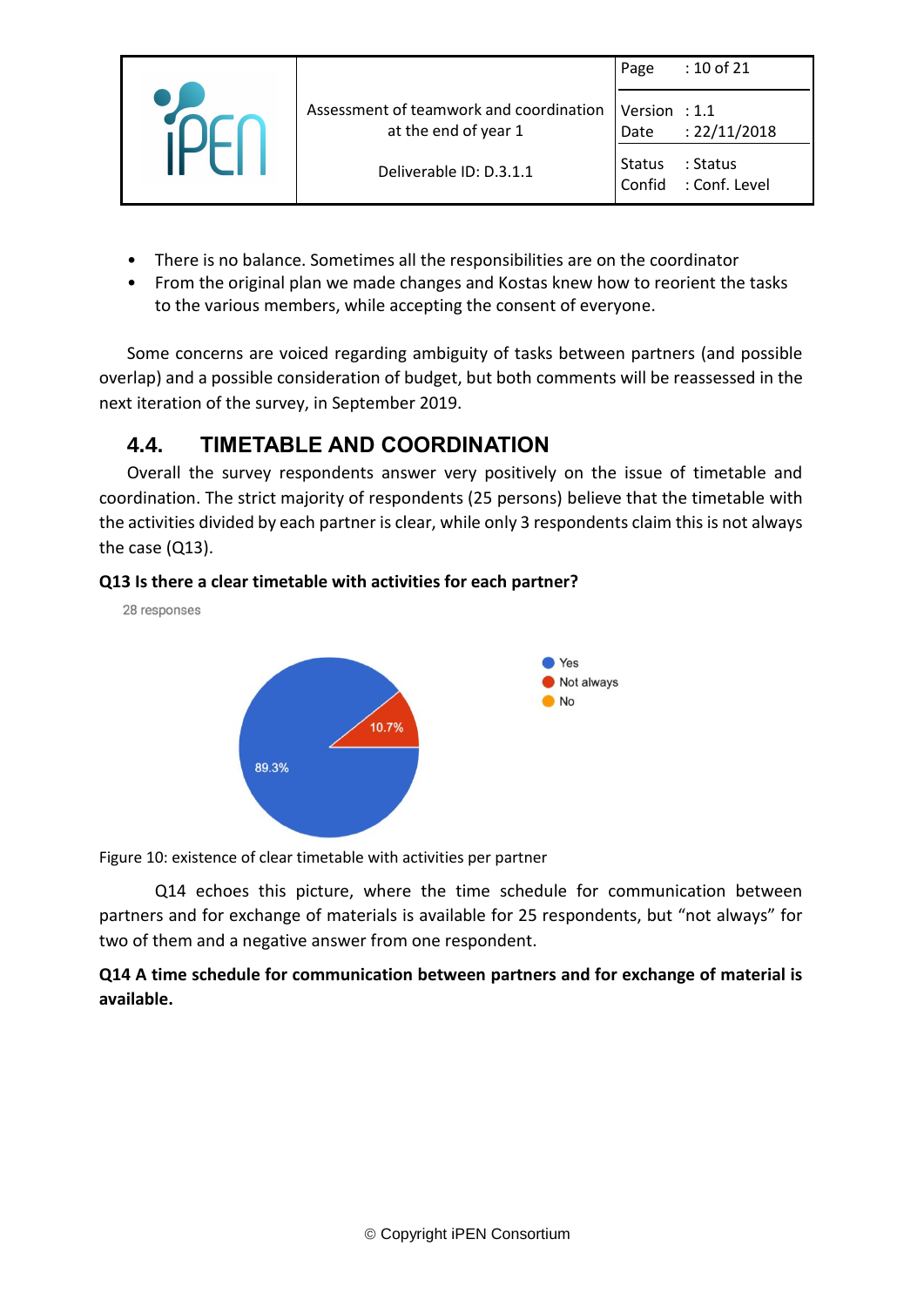- There is no balance. Sometimes all the responsibilities are on the coordinator
- From the original plan we made changes and Kostas knew how to reorient the tasks to the various members, while accepting the consent of everyone.

Some concerns are voiced regarding ambiguity of tasks between partners (and possible overlap) and a possible consideration of budget, but both comments will be reassessed in the next iteration of the survey, in September 2019.

## 4.4. TIMETABLE AND COORDINATION

Overall the survey respondents answer very positively on the issue of timetable and coordination. The strict majority of respondents (25 persons) believe that the timetable with the activities divided by each partner is clear, while only 3 respondents claim this is not always the case (Q13).

**Q13 Is there a clear timetable with activities for each partner?**

28 responses

- Yes: 89.3%
- Not always: 10.7%
- No

Figure 10: existence of clear timetable with activities per partner

Q14 echoes this picture, where the time schedule for communication between partners and for exchange of materials is available for 25 respondents, but "not always" for two of them and a negative answer from one respondent.

**Q14 A time schedule for communication between partners and for exchange of material is available.**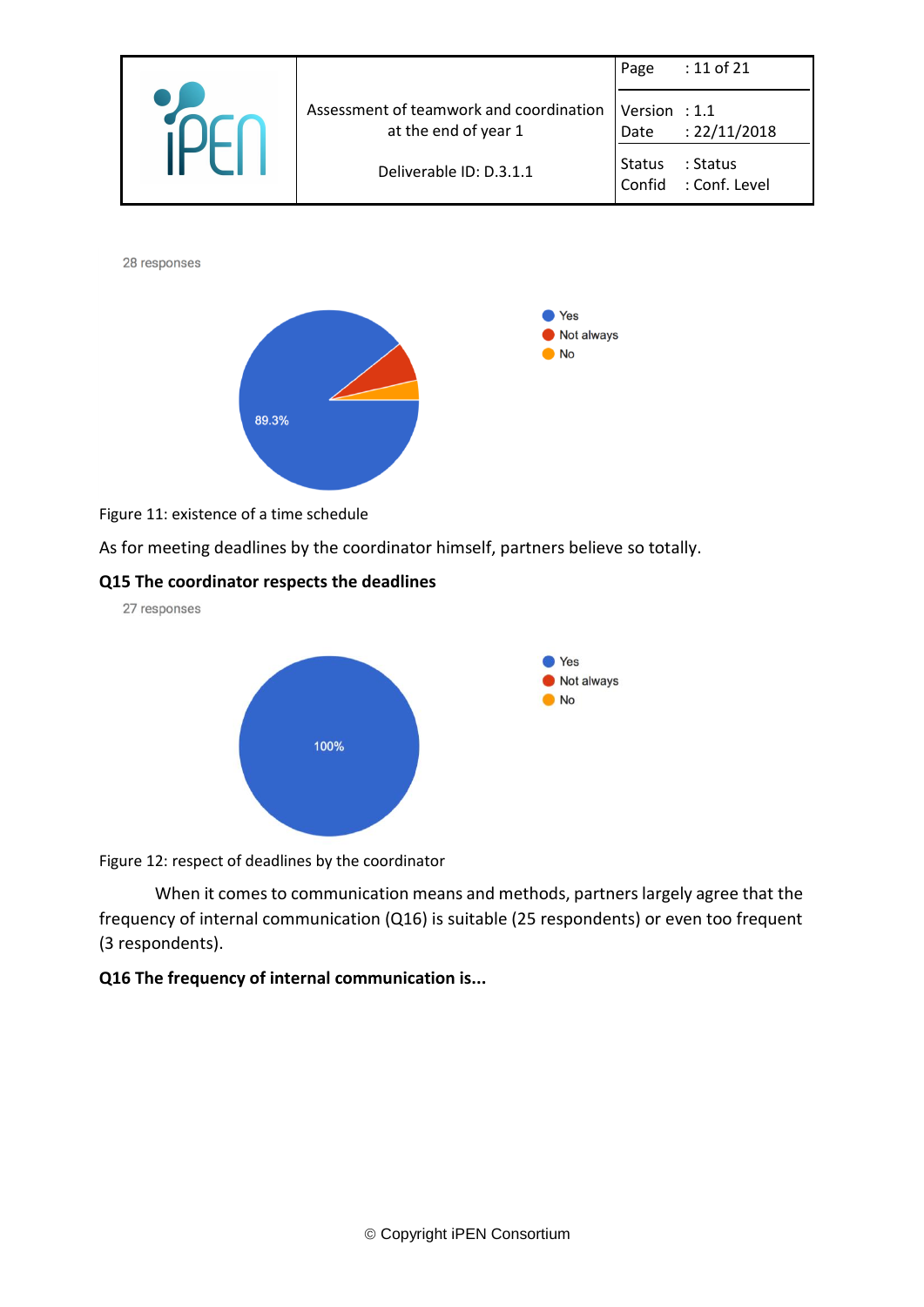28 responses

Yes
Not always
No

89.3%

Figure 11: existence of a time schedule

As for meeting deadlines by the coordinator himself, partners believe so totally.

**Q15 The coordinator respects the deadlines**

27 responses

Yes
Not always
No

100%

Figure 12: respect of deadlines by the coordinator

When it comes to communication means and methods, partners largely agree that the frequency of internal communication (Q16) is suitable (25 respondents) or even too frequent (3 respondents).

**Q16 The frequency of internal communication is...**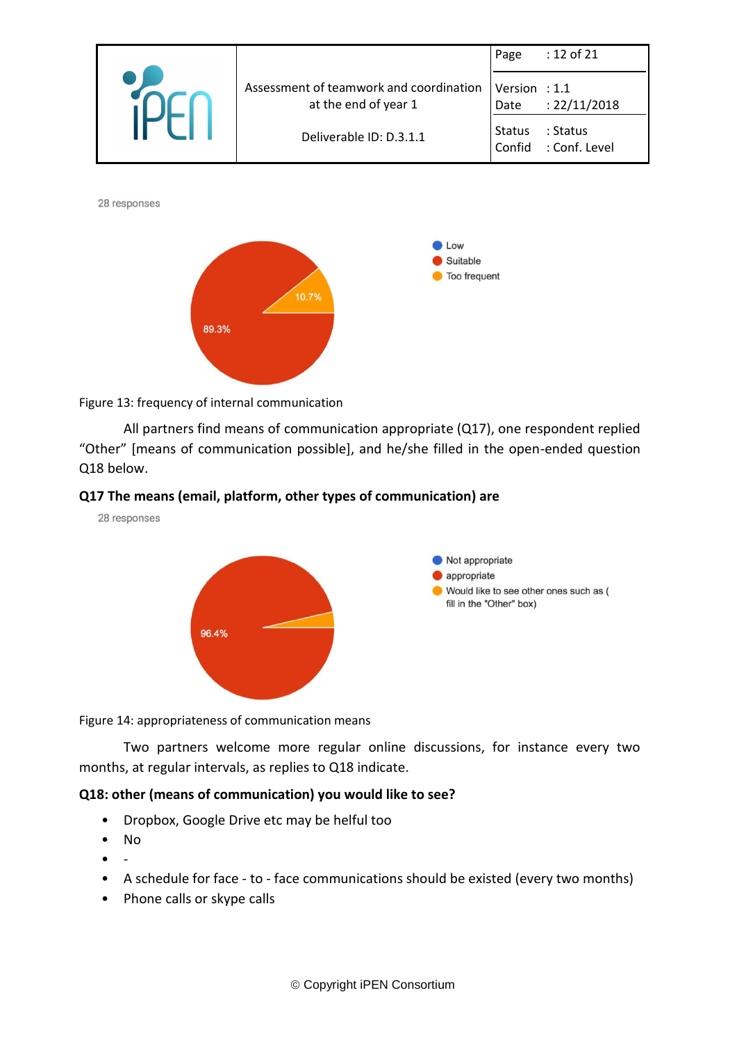28 responses

Low
Suitable
Too frequent

10.7%
89.3%

Figure 13: frequency of internal communication

All partners find means of communication appropriate (Q17), one respondent replied "Other" [means of communication possible], and he/she filled in the open-ended question Q18 below.

**Q17 The means (email, platform, other types of communication) are**

28 responses

Not appropriate
appropriate
Would like to see other ones such as ( fill in the "Other" box)

96.4%

Figure 14: appropriateness of communication means

Two partners welcome more regular online discussions, for instance every two months, at regular intervals, as replies to Q18 indicate.

**Q18: other (means of communication) you would like to see?**

- Dropbox, Google Drive etc may be helful too
- No
- -
- A schedule for face - to - face communications should be existed (every two months)
- Phone calls or skype calls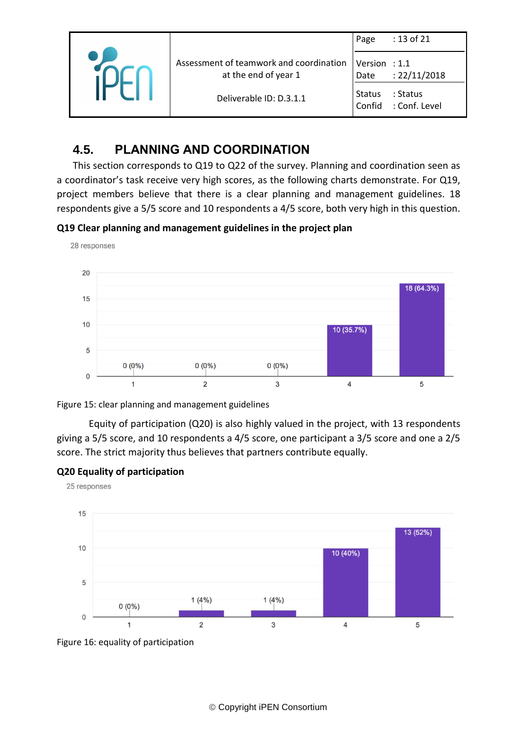## 4.5. PLANNING AND COORDINATION

This section corresponds to Q19 to Q22 of the survey. Planning and coordination seen as a coordinator's task receive very high scores, as the following charts demonstrate. For Q19, project members believe that there is a clear planning and management guidelines. 18 respondents give a 5/5 score and 10 respondents a 4/5 score, both very high in this question.

**Q19 Clear planning and management guidelines in the project plan**

28 responses

20
15
10
5
0

0 (0%)
0 (0%)
0 (0%)
10 (35.7%)
18 (64.3%)

1
2
3
4
5

Figure 15: clear planning and management guidelines

Equity of participation (Q20) is also highly valued in the project, with 13 respondents giving a 5/5 score, and 10 respondents a 4/5 score, one participant a 3/5 score and one a 2/5 score. The strict majority thus believes that partners contribute equally.

**Q20 Equality of participation**

25 responses

15
10
5
0

0 (0%)
1 (4%)
1 (4%)
10 (40%)
13 (52%)

1
2
3
4
5

Figure 16: equality of participation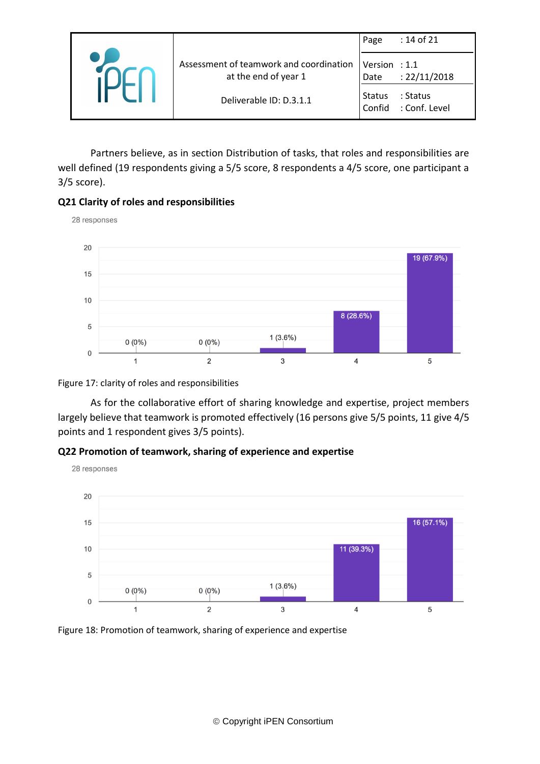Partners believe, as in section Distribution of tasks, that roles and responsibilities are well defined (19 respondents giving a 5/5 score, 8 respondents a 4/5 score, one participant a 3/5 score).

**Q21 Clarity of roles and responsibilities**

28 responses

20
15
10
5
0

0 (0%)
0 (0%)
1 (3.6%)
8 (28.6%)
19 (67.9%)

1
2
3
4
5

Figure 17: clarity of roles and responsibilities

As for the collaborative effort of sharing knowledge and expertise, project members largely believe that teamwork is promoted effectively (16 persons give 5/5 points, 11 give 4/5 points and 1 respondent gives 3/5 points).

**Q22 Promotion of teamwork, sharing of experience and expertise**

28 responses

20
15
10
5
0

0 (0%)
0 (0%)
1 (3.6%)
11 (39.3%)
16 (57.1%)

1
2
3
4
5

Figure 18: Promotion of teamwork, sharing of experience and expertise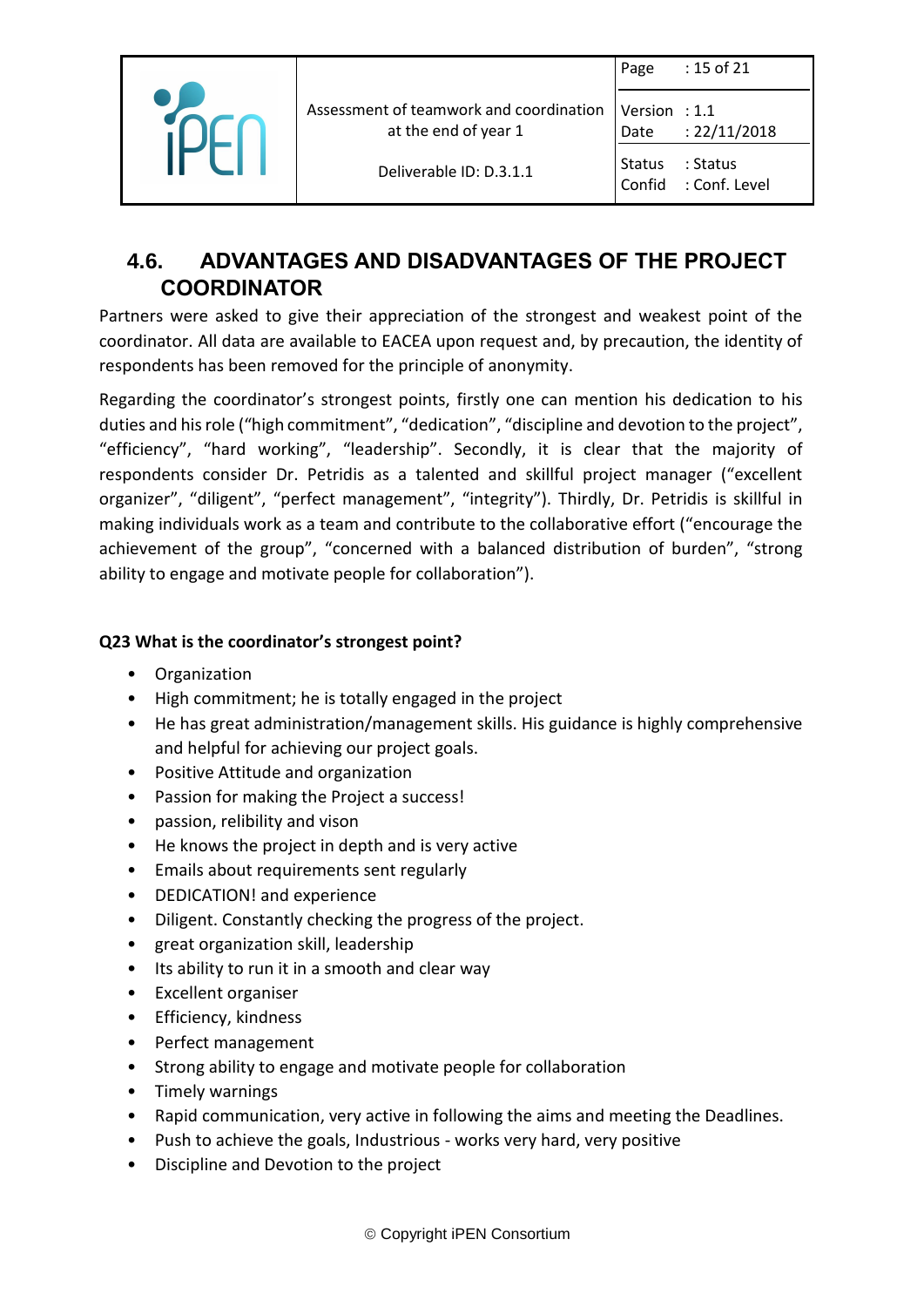## 4.6. ADVANTAGES AND DISADVANTAGES OF THE PROJECT COORDINATOR

Partners were asked to give their appreciation of the strongest and weakest point of the coordinator. All data are available to EACEA upon request and, by precaution, the identity of respondents has been removed for the principle of anonymity.

Regarding the coordinator's strongest points, firstly one can mention his dedication to his duties and his role ("high commitment", "dedication", "discipline and devotion to the project", "efficiency", "hard working", "leadership". Secondly, it is clear that the majority of respondents consider Dr. Petridis as a talented and skillful project manager ("excellent organizer", "diligent", "perfect management", "integrity"). Thirdly, Dr. Petridis is skillful in making individuals work as a team and contribute to the collaborative effort ("encourage the achievement of the group", "concerned with a balanced distribution of burden", "strong ability to engage and motivate people for collaboration").

**Q23 What is the coordinator's strongest point?**

- Organization
- High commitment; he is totally engaged in the project
- He has great administration/management skills. His guidance is highly comprehensive and helpful for achieving our project goals.
- Positive Attitude and organization
- Passion for making the Project a success!
- passion, relibility and vison
- He knows the project in depth and is very active
- Emails about requirements sent regularly
- DEDICATION! and experience
- Diligent. Constantly checking the progress of the project.
- great organization skill, leadership
- Its ability to run it in a smooth and clear way
- Excellent organiser
- Efficiency, kindness
- Perfect management
- Strong ability to engage and motivate people for collaboration
- Timely warnings
- Rapid communication, very active in following the aims and meeting the Deadlines.
- Push to achieve the goals, Industrious - works very hard, very positive
- Discipline and Devotion to the project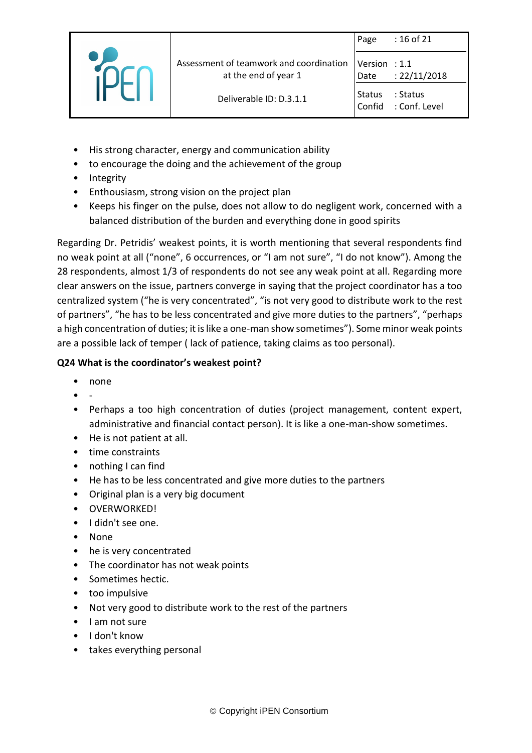- His strong character, energy and communication ability
- to encourage the doing and the achievement of the group
- Integrity
- Enthousiasm, strong vision on the project plan
- Keeps his finger on the pulse, does not allow to do negligent work, concerned with a balanced distribution of the burden and everything done in good spirits

Regarding Dr. Petridis' weakest points, it is worth mentioning that several respondents find no weak point at all ("none", 6 occurrences, or "I am not sure", "I do not know"). Among the 28 respondents, almost 1/3 of respondents do not see any weak point at all. Regarding more clear answers on the issue, partners converge in saying that the project coordinator has a too centralized system ("he is very concentrated", "is not very good to distribute work to the rest of partners", "he has to be less concentrated and give more duties to the partners", "perhaps a high concentration of duties; it is like a one-man show sometimes"). Some minor weak points are a possible lack of temper ( lack of patience, taking claims as too personal).

**Q24 What is the coordinator's weakest point?**

- none
- -
- Perhaps a too high concentration of duties (project management, content expert, administrative and financial contact person). It is like a one-man-show sometimes.
- He is not patient at all.
- time constraints
- nothing I can find
- He has to be less concentrated and give more duties to the partners
- Original plan is a very big document
- OVERWORKED!
- I didn't see one.
- None
- he is very concentrated
- The coordinator has not weak points
- Sometimes hectic.
- too impulsive
- Not very good to distribute work to the rest of the partners
- I am not sure
- I don't know
- takes everything personal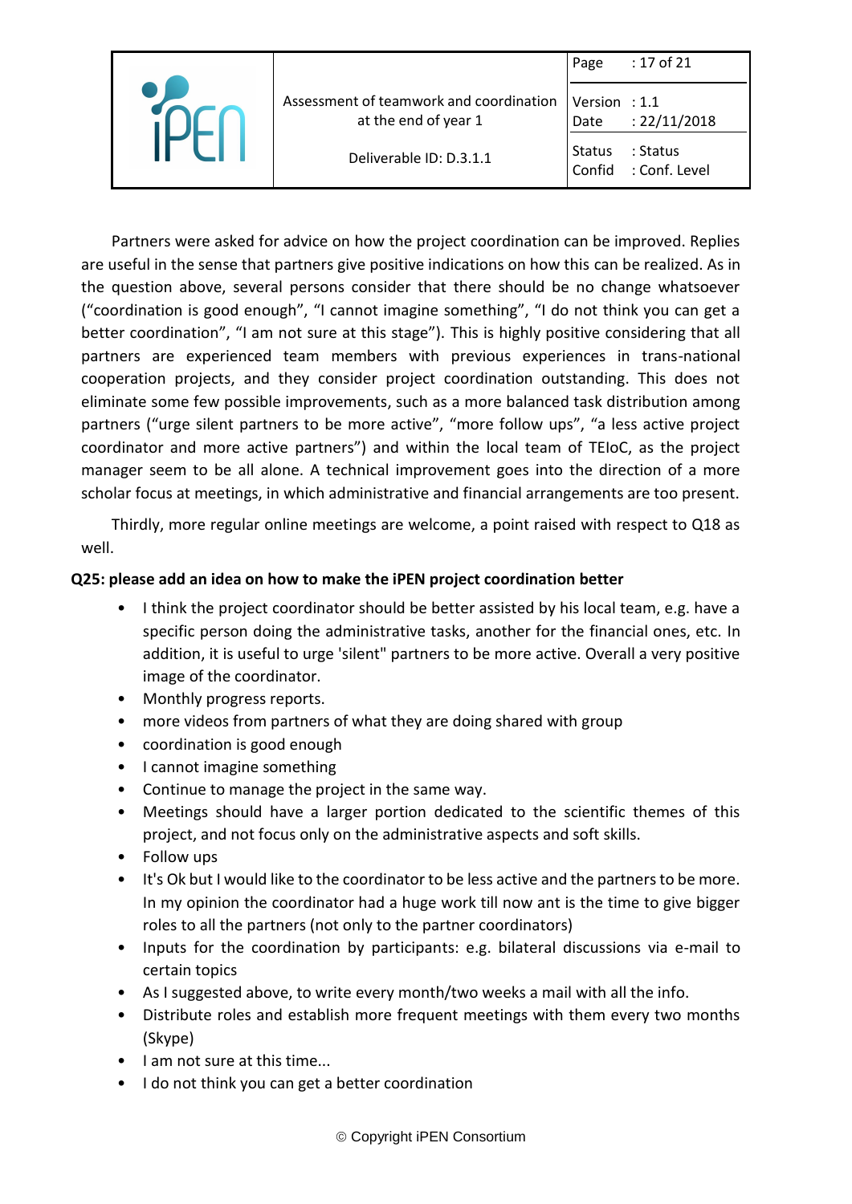Partners were asked for advice on how the project coordination can be improved. Replies are useful in the sense that partners give positive indications on how this can be realized. As in the question above, several persons consider that there should be no change whatsoever ("coordination is good enough", "I cannot imagine something", "I do not think you can get a better coordination", "I am not sure at this stage"). This is highly positive considering that all partners are experienced team members with previous experiences in trans-national cooperation projects, and they consider project coordination outstanding. This does not eliminate some few possible improvements, such as a more balanced task distribution among partners ("urge silent partners to be more active", "more follow ups", "a less active project coordinator and more active partners") and within the local team of TEIoC, as the project manager seem to be all alone. A technical improvement goes into the direction of a more scholar focus at meetings, in which administrative and financial arrangements are too present.

Thirdly, more regular online meetings are welcome, a point raised with respect to Q18 as well.

**Q25: please add an idea on how to make the iPEN project coordination better**

- I think the project coordinator should be better assisted by his local team, e.g. have a specific person doing the administrative tasks, another for the financial ones, etc. In addition, it is useful to urge 'silent" partners to be more active. Overall a very positive image of the coordinator.
- Monthly progress reports.
- more videos from partners of what they are doing shared with group
- coordination is good enough
- I cannot imagine something
- Continue to manage the project in the same way.
- Meetings should have a larger portion dedicated to the scientific themes of this project, and not focus only on the administrative aspects and soft skills.
- Follow ups
- It's Ok but I would like to the coordinator to be less active and the partners to be more. In my opinion the coordinator had a huge work till now ant is the time to give bigger roles to all the partners (not only to the partner coordinators)
- Inputs for the coordination by participants: e.g. bilateral discussions via e-mail to certain topics
- As I suggested above, to write every month/two weeks a mail with all the info.
- Distribute roles and establish more frequent meetings with them every two months (Skype)
- I am not sure at this time...
- I do not think you can get a better coordination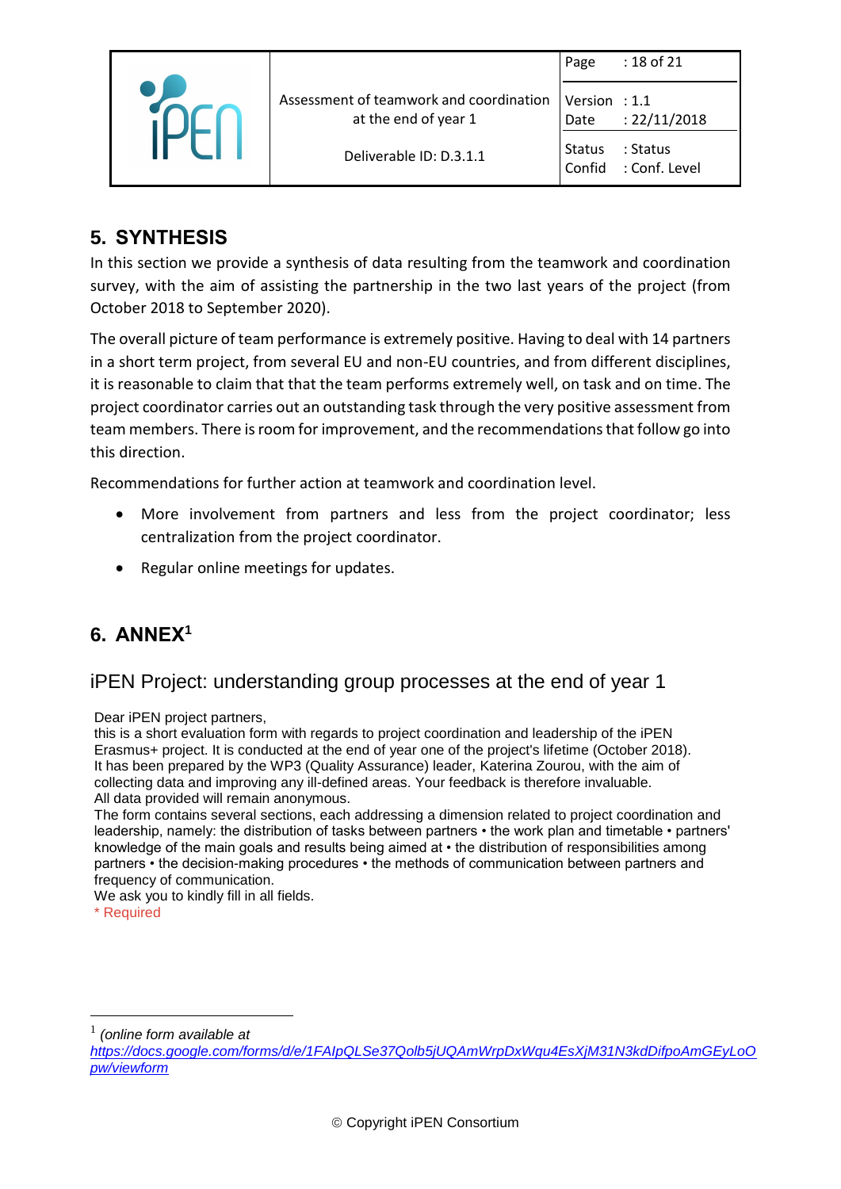## 5. SYNTHESIS

In this section we provide a synthesis of data resulting from the teamwork and coordination survey, with the aim of assisting the partnership in the two last years of the project (from October 2018 to September 2020).

The overall picture of team performance is extremely positive. Having to deal with 14 partners in a short term project, from several EU and non-EU countries, and from different disciplines, it is reasonable to claim that that the team performs extremely well, on task and on time. The project coordinator carries out an outstanding task through the very positive assessment from team members. There is room for improvement, and the recommendations that follow go into this direction.

Recommendations for further action at teamwork and coordination level.

- More involvement from partners and less from the project coordinator; less centralization from the project coordinator.
- Regular online meetings for updates.

## 6. ANNEX[1]

### iPEN Project: understanding group processes at the end of year 1

Dear iPEN project partners,
this is a short evaluation form with regards to project coordination and leadership of the iPEN Erasmus+ project. It is conducted at the end of year one of the project's lifetime (October 2018).
It has been prepared by the WP3 (Quality Assurance) leader, Katerina Zourou, with the aim of collecting data and improving any ill-defined areas. Your feedback is therefore invaluable.
All data provided will remain anonymous.
The form contains several sections, each addressing a dimension related to project coordination and leadership, namely: the distribution of tasks between partners • the work plan and timetable • partners' knowledge of the main goals and results being aimed at • the distribution of responsibilities among partners • the decision-making procedures • the methods of communication between partners and frequency of communication.
We ask you to kindly fill in all fields.
* Required

---

[1] *(online form available at* https://docs.google.com/forms/d/e/1FAIpQLSe37Qolb5jUQAmWrpDxWqu4EsXjM31N3kdDifpoAmGEyLoOpw/viewform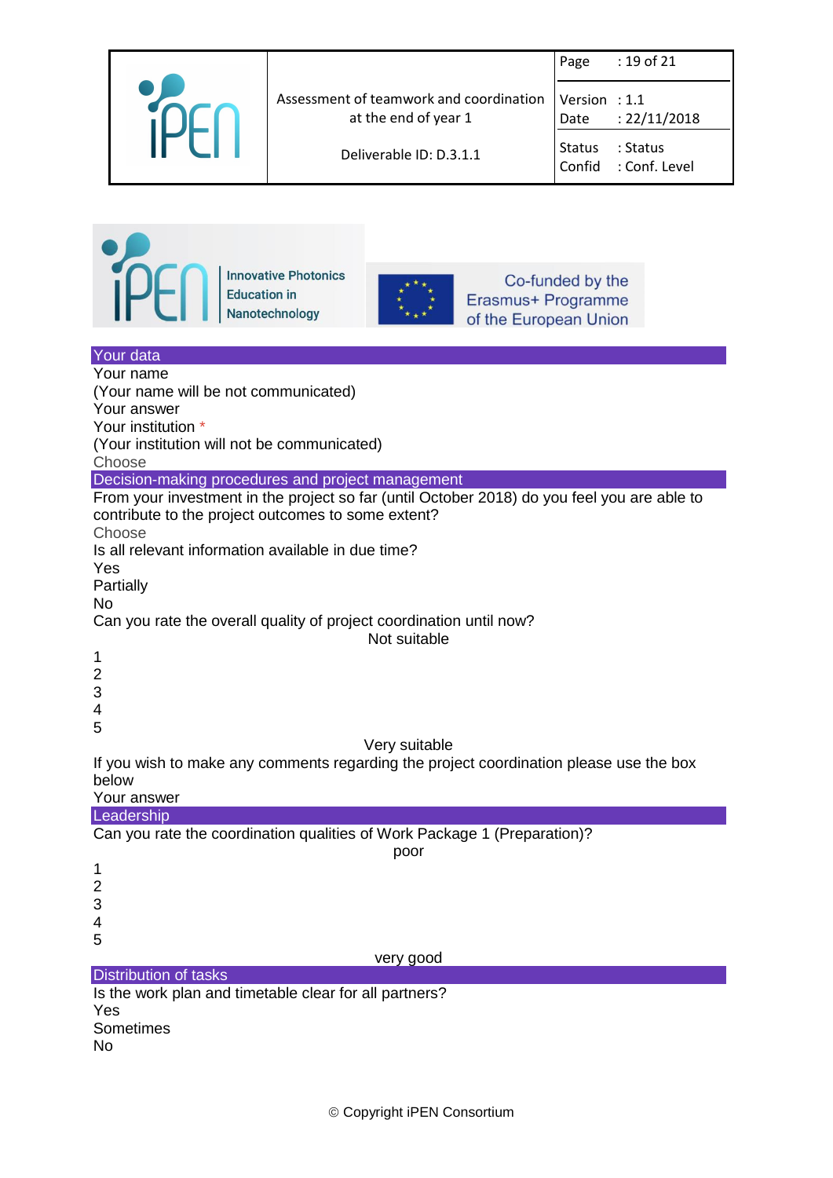Innovative Photonics Education in Nanotechnology

Co-funded by the Erasmus+ Programme of the European Union

## Your data

Your name
(Your name will be not communicated)
Your answer
Your institution *
(Your institution will not be communicated)
Choose

## Decision-making procedures and project management

From your investment in the project so far (until October 2018) do you feel you are able to contribute to the project outcomes to some extent?
Choose
Is all relevant information available in due time?
Yes
Partially
No
Can you rate the overall quality of project coordination until now?
Not suitable
1
2
3
4
5
Very suitable
If you wish to make any comments regarding the project coordination please use the box below
Your answer

## Leadership

Can you rate the coordination qualities of Work Package 1 (Preparation)?
poor
1
2
3
4
5
very good

## Distribution of tasks

Is the work plan and timetable clear for all partners?
Yes
Sometimes
No

© Copyright iPEN Consortium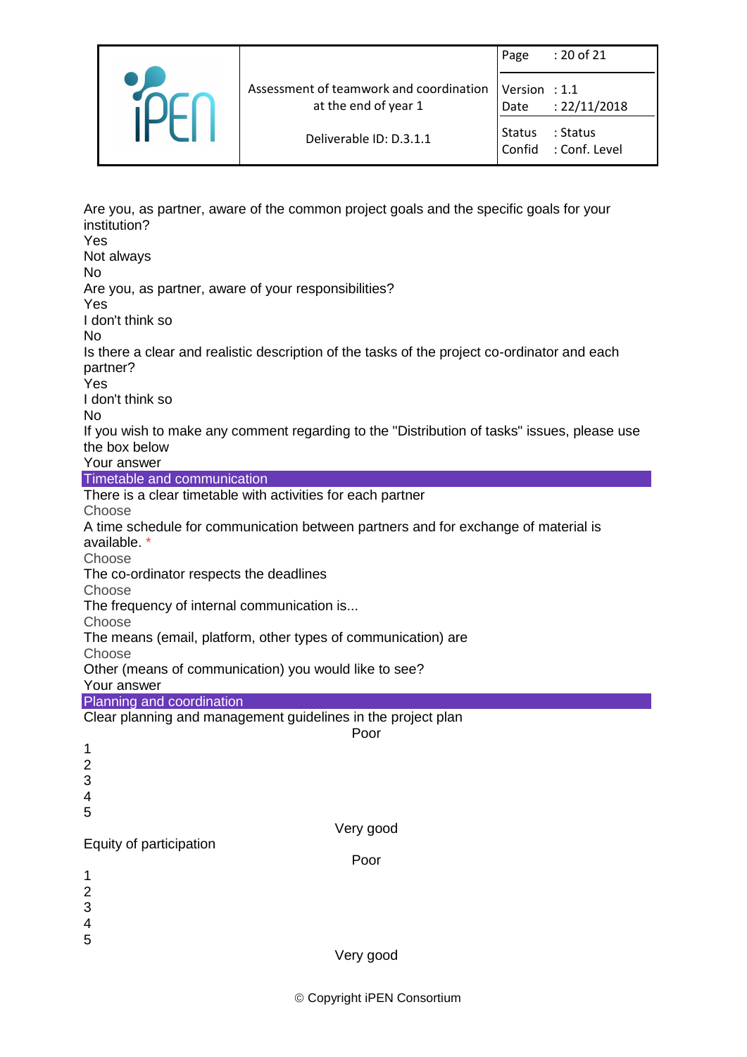Are you, as partner, aware of the common project goals and the specific goals for your institution?

Yes

Not always

No

Are you, as partner, aware of your responsibilities?

Yes

I don't think so

No

Is there a clear and realistic description of the tasks of the project co-ordinator and each partner?

Yes

I don't think so

No

If you wish to make any comment regarding to the "Distribution of tasks" issues, please use the box below

Your answer

## Timetable and communication

There is a clear timetable with activities for each partner

Choose

A time schedule for communication between partners and for exchange of material is available. *

Choose

The co-ordinator respects the deadlines

Choose

The frequency of internal communication is...

Choose

The means (email, platform, other types of communication) are

Choose

Other (means of communication) you would like to see?

Your answer

## Planning and coordination

Clear planning and management guidelines in the project plan

Poor

1
2
3
4
5

Very good

Equity of participation

Poor

1
2
3
4
5

Very good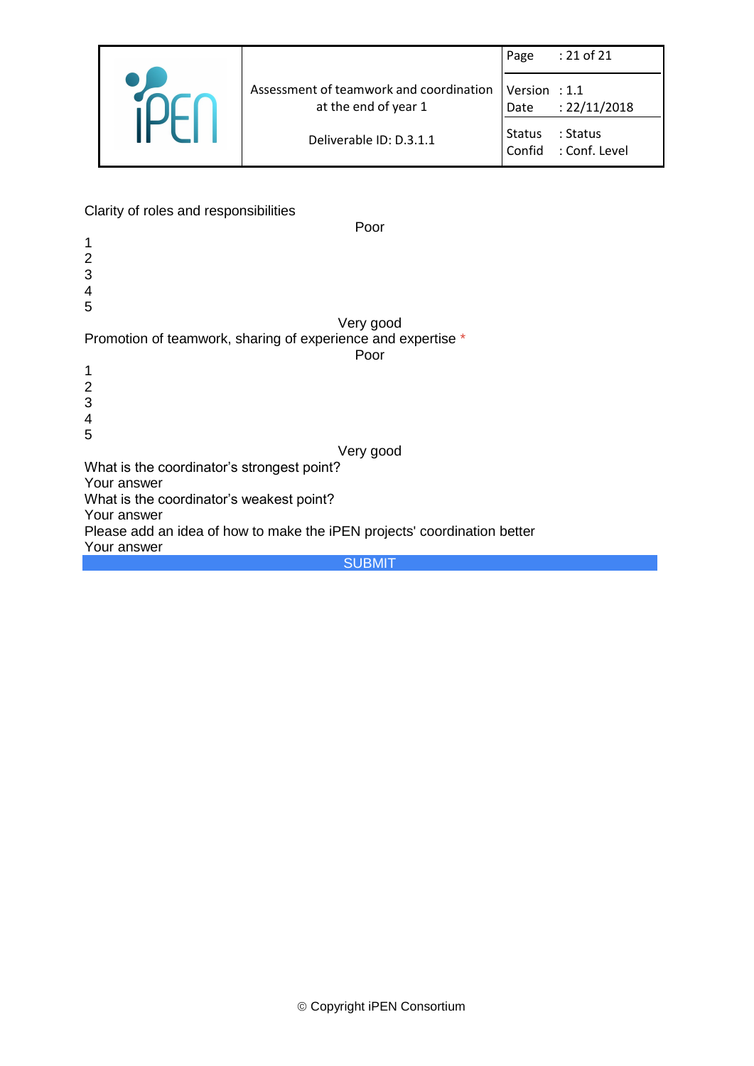Clarity of roles and responsibilities

Poor

1
2
3
4
5

Very good

Promotion of teamwork, sharing of experience and expertise *

Poor

1
2
3
4
5

Very good

What is the coordinator’s strongest point?

Your answer

What is the coordinator’s weakest point?

Your answer

Please add an idea of how to make the iPEN projects' coordination better

Your answer

SUBMIT